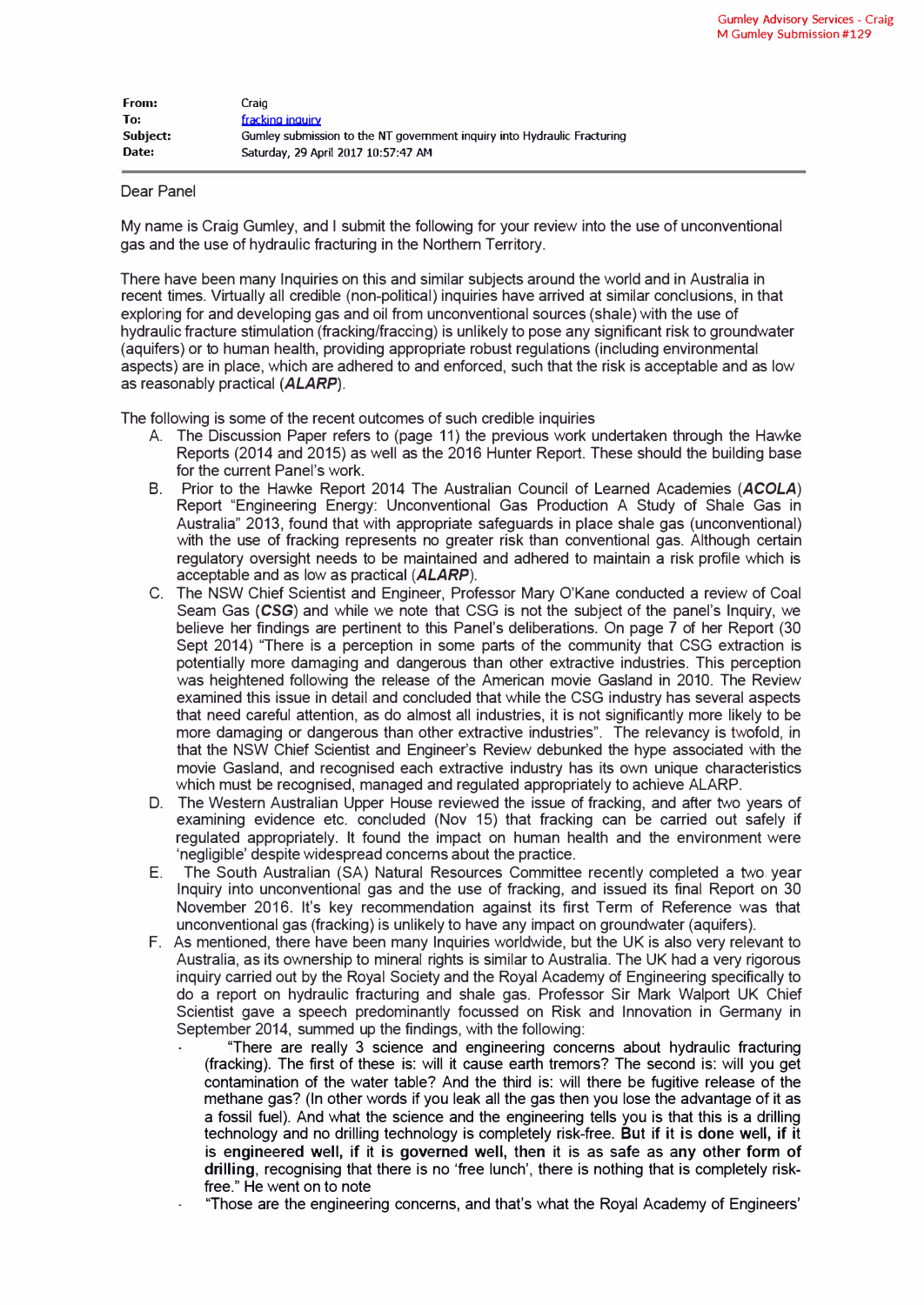Gumley Advisory Services - Craig M Gumley Submission #129

| | |
|---|---|
| **From:** | Craig |
| **To:** | fracking inquiry |
| **Subject:** | Gumley submission to the NT government inquiry into Hydraulic Fracturing |
| **Date:** | Saturday, 29 April 2017 10:57:47 AM |

Dear Panel

My name is Craig Gumley, and I submit the following for your review into the use of unconventional gas and the use of hydraulic fracturing in the Northern Territory.

There have been many Inquiries on this and similar subjects around the world and in Australia in recent times. Virtually all credible (non-political) inquiries have arrived at similar conclusions, in that exploring for and developing gas and oil from unconventional sources (shale) with the use of hydraulic fracture stimulation (fracking/fraccing) is unlikely to pose any significant risk to groundwater (aquifers) or to human health, providing appropriate robust regulations (including environmental aspects) are in place, which are adhered to and enforced, such that the risk is acceptable and as low as reasonably practical (***ALARP***).

The following is some of the recent outcomes of such credible inquiries

A. The Discussion Paper refers to (page 11) the previous work undertaken through the Hawke Reports (2014 and 2015) as well as the 2016 Hunter Report. These should the building base for the current Panel's work.
B. Prior to the Hawke Report 2014 The Australian Council of Learned Academies (***ACOLA***) Report "Engineering Energy: Unconventional Gas Production A Study of Shale Gas in Australia" 2013, found that with appropriate safeguards in place shale gas (unconventional) with the use of fracking represents no greater risk than conventional gas. Although certain regulatory oversight needs to be maintained and adhered to maintain a risk profile which is acceptable and as low as practical (***ALARP***).
C. The NSW Chief Scientist and Engineer, Professor Mary O'Kane conducted a review of Coal Seam Gas (***CSG***) and while we note that CSG is not the subject of the panel's Inquiry, we believe her findings are pertinent to this Panel's deliberations. On page 7 of her Report (30 Sept 2014) "There is a perception in some parts of the community that CSG extraction is potentially more damaging and dangerous than other extractive industries. This perception was heightened following the release of the American movie Gasland in 2010. The Review examined this issue in detail and concluded that while the CSG industry has several aspects that need careful attention, as do almost all industries, it is not significantly more likely to be more damaging or dangerous than other extractive industries". The relevancy is twofold, in that the NSW Chief Scientist and Engineer's Review debunked the hype associated with the movie Gasland, and recognised each extractive industry has its own unique characteristics which must be recognised, managed and regulated appropriately to achieve ALARP.
D. The Western Australian Upper House reviewed the issue of fracking, and after two years of examining evidence etc. concluded (Nov 15) that fracking can be carried out safely if regulated appropriately. It found the impact on human health and the environment were 'negligible' despite widespread concerns about the practice.
E. The South Australian (SA) Natural Resources Committee recently completed a two year Inquiry into unconventional gas and the use of fracking, and issued its final Report on 30 November 2016. It's key recommendation against its first Term of Reference was that unconventional gas (fracking) is unlikely to have any impact on groundwater (aquifers).
F. As mentioned, there have been many Inquiries worldwide, but the UK is also very relevant to Australia, as its ownership to mineral rights is similar to Australia. The UK had a very rigorous inquiry carried out by the Royal Society and the Royal Academy of Engineering specifically to do a report on hydraulic fracturing and shale gas. Professor Sir Mark Walport UK Chief Scientist gave a speech predominantly focussed on Risk and Innovation in Germany in September 2014, summed up the findings, with the following:
   - "There are really 3 science and engineering concerns about hydraulic fracturing (fracking). The first of these is: will it cause earth tremors? The second is: will you get contamination of the water table? And the third is: will there be fugitive release of the methane gas? (In other words if you leak all the gas then you lose the advantage of it as a fossil fuel). And what the science and the engineering tells you is that this is a drilling technology and no drilling technology is completely risk-free. **But if it is done well, if it is engineered well, if it is governed well, then it is as safe as any other form of drilling**, recognising that there is no 'free lunch', there is nothing that is completely risk-free." He went on to note
   - "Those are the engineering concerns, and that's what the Royal Academy of Engineers'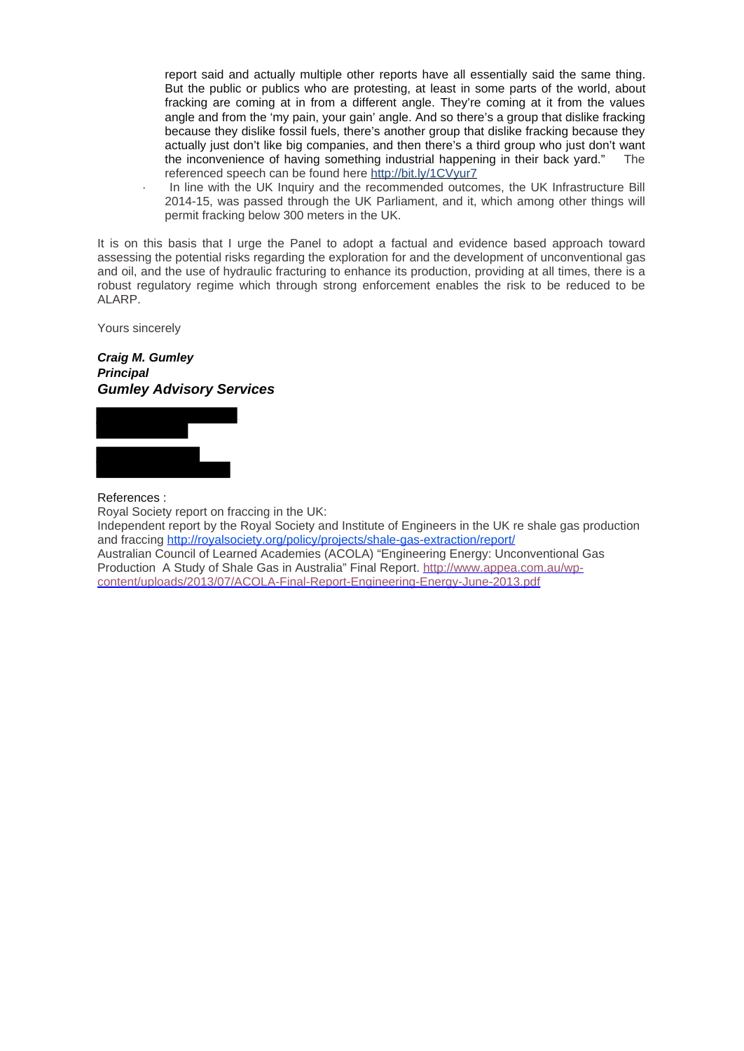report said and actually multiple other reports have all essentially said the same thing. But the public or publics who are protesting, at least in some parts of the world, about fracking are coming at in from a different angle. They're coming at it from the values angle and from the 'my pain, your gain' angle. And so there's a group that dislike fracking because they dislike fossil fuels, there's another group that dislike fracking because they actually just don't like big companies, and then there's a third group who just don't want the inconvenience of having something industrial happening in their back yard." The referenced speech can be found here http://bit.ly/1CVyur7

- In line with the UK Inquiry and the recommended outcomes, the UK Infrastructure Bill 2014-15, was passed through the UK Parliament, and it, which among other things will permit fracking below 300 meters in the UK.

It is on this basis that I urge the Panel to adopt a factual and evidence based approach toward assessing the potential risks regarding the exploration for and the development of unconventional gas and oil, and the use of hydraulic fracturing to enhance its production, providing at all times, there is a robust regulatory regime which through strong enforcement enables the risk to be reduced to be ALARP.

Yours sincerely

***Craig M. Gumley***
***Principal***
***Gumley Advisory Services***

References :
Royal Society report on fraccing in the UK:
Independent report by the Royal Society and Institute of Engineers in the UK re shale gas production and fraccing http://royalsociety.org/policy/projects/shale-gas-extraction/report/
Australian Council of Learned Academies (ACOLA) "Engineering Energy: Unconventional Gas Production A Study of Shale Gas in Australia" Final Report. http://www.appea.com.au/wp-content/uploads/2013/07/ACOLA-Final-Report-Engineering-Energy-June-2013.pdf